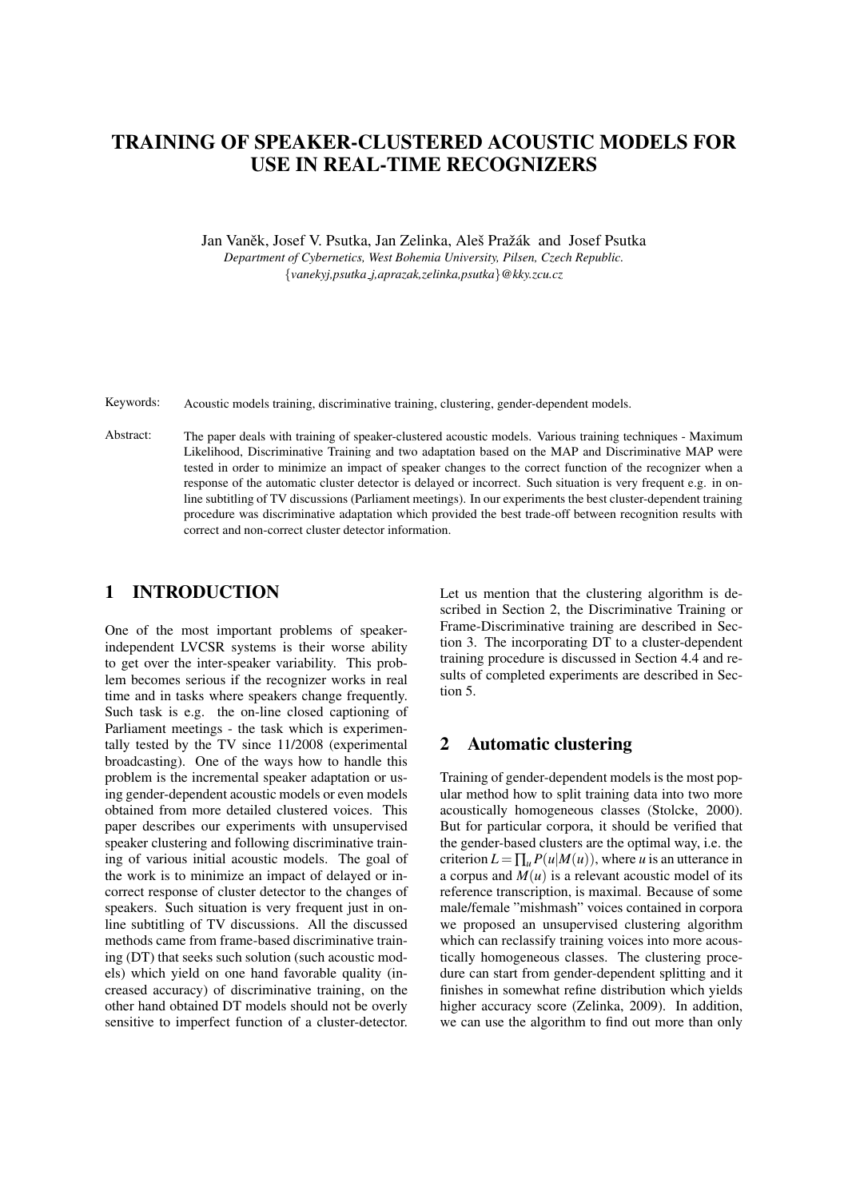# TRAINING OF SPEAKER-CLUSTERED ACOUSTIC MODELS FOR USE IN REAL-TIME RECOGNIZERS

Jan Vaněk, Josef V. Psutka, Jan Zelinka, Aleš Pražák and Josef Psutka

*Department of Cybernetics, West Bohemia University, Pilsen, Czech Republic.*

*{vanekyj,psutka_j,aprazak,zelinka,psutka}@kky.zcu.cz*

Keywords: Acoustic models training, discriminative training, clustering, gender-dependent models.

Abstract: The paper deals with training of speaker-clustered acoustic models. Various training techniques - Maximum Likelihood, Discriminative Training and two adaptation based on the MAP and Discriminative MAP were tested in order to minimize an impact of speaker changes to the correct function of the recognizer when a response of the automatic cluster detector is delayed or incorrect. Such situation is very frequent e.g. in online subtitling of TV discussions (Parliament meetings). In our experiments the best cluster-dependent training procedure was discriminative adaptation which provided the best trade-off between recognition results with correct and non-correct cluster detector information.

## 1 INTRODUCTION

One of the most important problems of speaker-independent LVCSR systems is their worse ability to get over the inter-speaker variability. This problem becomes serious if the recognizer works in real time and in tasks where speakers change frequently. Such task is e.g. the on-line closed captioning of Parliament meetings - the task which is experimentally tested by the TV since 11/2008 (experimental broadcasting). One of the ways how to handle this problem is the incremental speaker adaptation or using gender-dependent acoustic models or even models obtained from more detailed clustered voices. This paper describes our experiments with unsupervised speaker clustering and following discriminative training of various initial acoustic models. The goal of the work is to minimize an impact of delayed or incorrect response of cluster detector to the changes of speakers. Such situation is very frequent just in online subtitling of TV discussions. All the discussed methods came from frame-based discriminative training (DT) that seeks such solution (such acoustic models) which yield on one hand favorable quality (increased accuracy) of discriminative training, on the other hand obtained DT models should not be overly sensitive to imperfect function of a cluster-detector.

Let us mention that the clustering algorithm is described in Section 2, the Discriminative Training or Frame-Discriminative training are described in Section 3. The incorporating DT to a cluster-dependent training procedure is discussed in Section 4.4 and results of completed experiments are described in Section 5.

## 2 Automatic clustering

Training of gender-dependent models is the most popular method how to split training data into two more acoustically homogeneous classes (Stolcke, 2000). But for particular corpora, it should be verified that the gender-based clusters are the optimal way, i.e. the criterion $L = \prod_u P(u|M(u))$, where $u$ is an utterance in a corpus and $M(u)$ is a relevant acoustic model of its reference transcription, is maximal. Because of some male/female "mishmash" voices contained in corpora we proposed an unsupervised clustering algorithm which can reclassify training voices into more acoustically homogeneous classes. The clustering procedure can start from gender-dependent splitting and it finishes in somewhat refine distribution which yields higher accuracy score (Zelinka, 2009). In addition, we can use the algorithm to find out more than only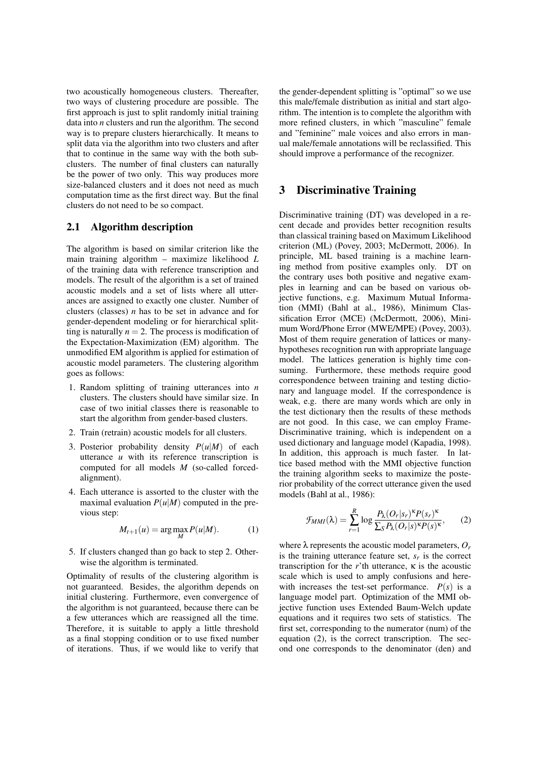two acoustically homogeneous clusters. Thereafter, two ways of clustering procedure are possible. The first approach is just to split randomly initial training data into $n$ clusters and run the algorithm. The second way is to prepare clusters hierarchically. It means to split data via the algorithm into two clusters and after that to continue in the same way with the both subclusters. The number of final clusters can naturally be the power of two only. This way produces more size-balanced clusters and it does not need as much computation time as the first direct way. But the final clusters do not need to be so compact.

## 2.1 Algorithm description

The algorithm is based on similar criterion like the main training algorithm – maximize likelihood $L$ of the training data with reference transcription and models. The result of the algorithm is a set of trained acoustic models and a set of lists where all utterances are assigned to exactly one cluster. Number of clusters (classes) $n$ has to be set in advance and for gender-dependent modeling or for hierarchical splitting is naturally $n = 2$. The process is modification of the Expectation-Maximization (EM) algorithm. The unmodified EM algorithm is applied for estimation of acoustic model parameters. The clustering algorithm goes as follows:

1. Random splitting of training utterances into $n$ clusters. The clusters should have similar size. In case of two initial classes there is reasonable to start the algorithm from gender-based clusters.
2. Train (retrain) acoustic models for all clusters.
3. Posterior probability density $P(u|M)$ of each utterance $u$ with its reference transcription is computed for all models $M$ (so-called forced-alignment).
4. Each utterance is assorted to the cluster with the maximal evaluation $P(u|M)$ computed in the previous step:
$$M_{t+1}(u) = \arg\max_{M} P(u|M). \tag{1}$$
5. If clusters changed than go back to step 2. Otherwise the algorithm is terminated.

Optimality of results of the clustering algorithm is not guaranteed. Besides, the algorithm depends on initial clustering. Furthermore, even convergence of the algorithm is not guaranteed, because there can be a few utterances which are reassigned all the time. Therefore, it is suitable to apply a little threshold as a final stopping condition or to use fixed number of iterations. Thus, if we would like to verify that the gender-dependent splitting is "optimal" so we use this male/female distribution as initial and start algorithm. The intention is to complete the algorithm with more refined clusters, in which "masculine" female and "feminine" male voices and also errors in manual male/female annotations will be reclassified. This should improve a performance of the recognizer.

# 3 Discriminative Training

Discriminative training (DT) was developed in a recent decade and provides better recognition results than classical training based on Maximum Likelihood criterion (ML) (Povey, 2003; McDermott, 2006). In principle, ML based training is a machine learning method from positive examples only. DT on the contrary uses both positive and negative examples in learning and can be based on various objective functions, e.g. Maximum Mutual Information (MMI) (Bahl at al., 1986), Minimum Classification Error (MCE) (McDermott, 2006), Minimum Word/Phone Error (MWE/MPE) (Povey, 2003). Most of them require generation of lattices or many-hypotheses recognition run with appropriate language model. The lattices generation is highly time consuming. Furthermore, these methods require good correspondence between training and testing dictionary and language model. If the correspondence is weak, e.g. there are many words which are only in the test dictionary then the results of these methods are not good. In this case, we can employ Frame-Discriminative training, which is independent on a used dictionary and language model (Kapadia, 1998). In addition, this approach is much faster. In lattice based method with the MMI objective function the training algorithm seeks to maximize the posterior probability of the correct utterance given the used models (Bahl at al., 1986):

$$\mathcal{F}_{MMI}(\lambda) = \sum_{r=1}^{R} \log \frac{P_\lambda(O_r|s_r)^\kappa P(s_r)^\kappa}{\sum_S P_\lambda(O_r|s)^\kappa P(s)^\kappa}, \tag{2}$$

where $\lambda$ represents the acoustic model parameters, $O_r$ is the training utterance feature set, $s_r$ is the correct transcription for the $r$'th utterance, $\kappa$ is the acoustic scale which is used to amply confusions and herewith increases the test-set performance. $P(s)$ is a language model part. Optimization of the MMI objective function uses Extended Baum-Welch update equations and it requires two sets of statistics. The first set, corresponding to the numerator (num) of the equation (2), is the correct transcription. The second one corresponds to the denominator (den) and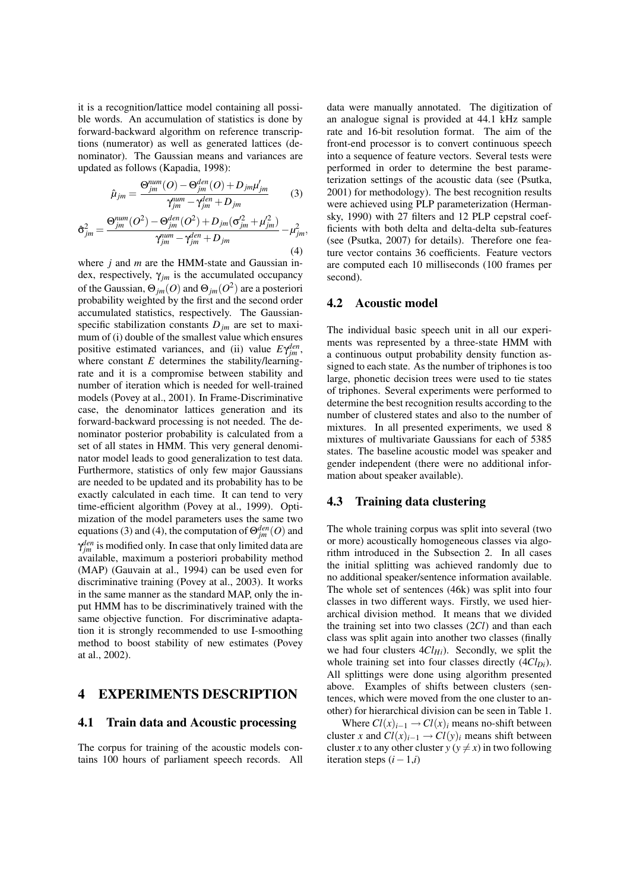it is a recognition/lattice model containing all possible words. An accumulation of statistics is done by forward-backward algorithm on reference transcriptions (numerator) as well as generated lattices (denominator). The Gaussian means and variances are updated as follows (Kapadia, 1998):

$$\hat{\mu}_{jm} = \frac{\Theta^{num}_{jm}(O) - \Theta^{den}_{jm}(O) + D_{jm}\mu'_{jm}}{\gamma^{num}_{jm} - \gamma^{den}_{jm} + D_{jm}} \quad (3)$$

$$\hat{\sigma}^2_{jm} = \frac{\Theta^{num}_{jm}(O^2) - \Theta^{den}_{jm}(O^2) + D_{jm}(\sigma'^2_{jm} + \mu'^2_{jm})}{\gamma^{num}_{jm} - \gamma^{den}_{jm} + D_{jm}} - \mu^2_{jm}, \quad (4)$$

where $j$ and $m$ are the HMM-state and Gaussian index, respectively, $\gamma_{jm}$ is the accumulated occupancy of the Gaussian, $\Theta_{jm}(O)$ and $\Theta_{jm}(O^2)$ are a posteriori probability weighted by the first and the second order accumulated statistics, respectively. The Gaussian-specific stabilization constants $D_{jm}$ are set to maximum of (i) double of the smallest value which ensures positive estimated variances, and (ii) value $E\gamma^{den}_{jm}$, where constant $E$ determines the stability/learning-rate and it is a compromise between stability and number of iteration which is needed for well-trained models (Povey at al., 2001). In Frame-Discriminative case, the denominator lattices generation and its forward-backward processing is not needed. The denominator posterior probability is calculated from a set of all states in HMM. This very general denominator model leads to good generalization to test data. Furthermore, statistics of only few major Gaussians are needed to be updated and its probability has to be exactly calculated in each time. It can tend to very time-efficient algorithm (Povey at al., 1999). Optimization of the model parameters uses the same two equations (3) and (4), the computation of $\Theta^{den}_{jm}(O)$ and $\gamma^{den}_{jm}$ is modified only. In case that only limited data are available, maximum a posteriori probability method (MAP) (Gauvain at al., 1994) can be used even for discriminative training (Povey at al., 2003). It works in the same manner as the standard MAP, only the input HMM has to be discriminatively trained with the same objective function. For discriminative adaptation it is strongly recommended to use I-smoothing method to boost stability of new estimates (Povey at al., 2002).

# 4 EXPERIMENTS DESCRIPTION

## 4.1 Train data and Acoustic processing

The corpus for training of the acoustic models contains 100 hours of parliament speech records. All data were manually annotated. The digitization of an analogue signal is provided at 44.1 kHz sample rate and 16-bit resolution format. The aim of the front-end processor is to convert continuous speech into a sequence of feature vectors. Several tests were performed in order to determine the best parameterization settings of the acoustic data (see (Psutka, 2001) for methodology). The best recognition results were achieved using PLP parameterization (Hermansky, 1990) with 27 filters and 12 PLP cepstral coefficients with both delta and delta-delta sub-features (see (Psutka, 2007) for details). Therefore one feature vector contains 36 coefficients. Feature vectors are computed each 10 milliseconds (100 frames per second).

## 4.2 Acoustic model

The individual basic speech unit in all our experiments was represented by a three-state HMM with a continuous output probability density function assigned to each state. As the number of triphones is too large, phonetic decision trees were used to tie states of triphones. Several experiments were performed to determine the best recognition results according to the number of clustered states and also to the number of mixtures. In all presented experiments, we used 8 mixtures of multivariate Gaussians for each of 5385 states. The baseline acoustic model was speaker and gender independent (there were no additional information about speaker available).

## 4.3 Training data clustering

The whole training corpus was split into several (two or more) acoustically homogeneous classes via algorithm introduced in the Subsection 2. In all cases the initial splitting was achieved randomly due to no additional speaker/sentence information available. The whole set of sentences (46k) was split into four classes in two different ways. Firstly, we used hierarchical division method. It means that we divided the training set into two classes ($2Cl$) and than each class was split again into another two classes (finally we had four clusters $4Cl_{Hi}$). Secondly, we split the whole training set into four classes directly ($4Cl_{Di}$). All splittings were done using algorithm presented above. Examples of shifts between clusters (sentences, which were moved from the one cluster to another) for hierarchical division can be seen in Table 1.

Where $Cl(x)_{i-1} \rightarrow Cl(x)_i$ means no-shift between cluster $x$ and $Cl(x)_{i-1} \rightarrow Cl(y)_i$ means shift between cluster $x$ to any other cluster $y$ ($y \neq x$) in two following iteration steps ($i-1$,$i$)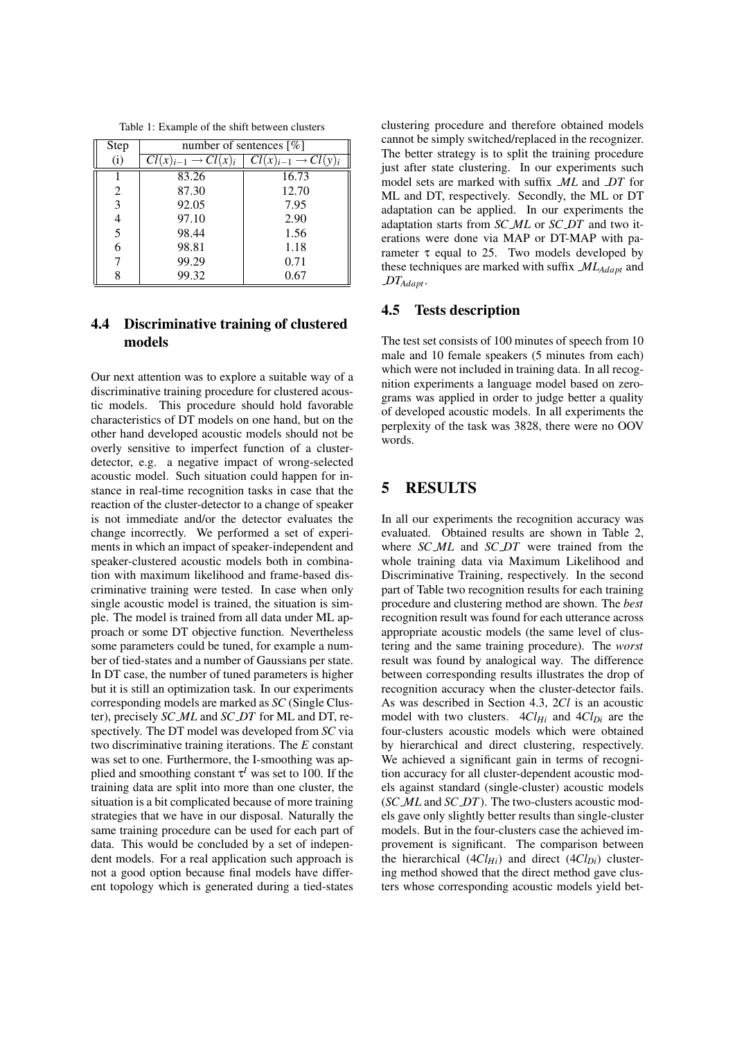Table 1: Example of the shift between clusters

| Step | number of sentences [%] | |
|---|---|---|
| (i) | $Cl(x)_{i-1} \rightarrow Cl(x)_i$ | $Cl(x)_{i-1} \rightarrow Cl(y)_i$ |
| 1 | 83.26 | 16.73 |
| 2 | 87.30 | 12.70 |
| 3 | 92.05 | 7.95 |
| 4 | 97.10 | 2.90 |
| 5 | 98.44 | 1.56 |
| 6 | 98.81 | 1.18 |
| 7 | 99.29 | 0.71 |
| 8 | 99.32 | 0.67 |

### 4.4 Discriminative training of clustered models

Our next attention was to explore a suitable way of a discriminative training procedure for clustered acoustic models. This procedure should hold favorable characteristics of DT models on one hand, but on the other hand developed acoustic models should not be overly sensitive to imperfect function of a cluster-detector, e.g. a negative impact of wrong-selected acoustic model. Such situation could happen for instance in real-time recognition tasks in case that the reaction of the cluster-detector to a change of speaker is not immediate and/or the detector evaluates the change incorrectly. We performed a set of experiments in which an impact of speaker-independent and speaker-clustered acoustic models both in combination with maximum likelihood and frame-based discriminative training were tested. In case when only single acoustic model is trained, the situation is simple. The model is trained from all data under ML approach or some DT objective function. Nevertheless some parameters could be tuned, for example a number of tied-states and a number of Gaussians per state. In DT case, the number of tuned parameters is higher but it is still an optimization task. In our experiments corresponding models are marked as *SC* (Single Cluster), precisely *SC_ML* and *SC_DT* for ML and DT, respectively. The DT model was developed from *SC* via two discriminative training iterations. The *E* constant was set to one. Furthermore, the I-smoothing was applied and smoothing constant $\tau^I$ was set to 100. If the training data are split into more than one cluster, the situation is a bit complicated because of more training strategies that we have in our disposal. Naturally the same training procedure can be used for each part of data. This would be concluded by a set of independent models. For a real application such approach is not a good option because final models have different topology which is generated during a tied-states clustering procedure and therefore obtained models cannot be simply switched/replaced in the recognizer. The better strategy is to split the training procedure just after state clustering. In our experiments such model sets are marked with suffix *_ML* and *_DT* for ML and DT, respectively. Secondly, the ML or DT adaptation can be applied. In our experiments the adaptation starts from *SC_ML* or *SC_DT* and two iterations were done via MAP or DT-MAP with parameter $\tau$ equal to 25. Two models developed by these techniques are marked with suffix $\_ML_{Adapt}$ and $\_DT_{Adapt}$.

### 4.5 Tests description

The test set consists of 100 minutes of speech from 10 male and 10 female speakers (5 minutes from each) which were not included in training data. In all recognition experiments a language model based on zerograms was applied in order to judge better a quality of developed acoustic models. In all experiments the perplexity of the task was 3828, there were no OOV words.

## 5 RESULTS

In all our experiments the recognition accuracy was evaluated. Obtained results are shown in Table 2, where *SC_ML* and *SC_DT* were trained from the whole training data via Maximum Likelihood and Discriminative Training, respectively. In the second part of Table two recognition results for each training procedure and clustering method are shown. The *best* recognition result was found for each utterance across appropriate acoustic models (the same level of clustering and the same training procedure). The *worst* result was found by analogical way. The difference between corresponding results illustrates the drop of recognition accuracy when the cluster-detector fails. As was described in Section 4.3, $2Cl$ is an acoustic model with two clusters. $4Cl_{Hi}$ and $4Cl_{Di}$ are the four-clusters acoustic models which were obtained by hierarchical and direct clustering, respectively. We achieved a significant gain in terms of recognition accuracy for all cluster-dependent acoustic models against standard (single-cluster) acoustic models (*SC_ML* and *SC_DT*). The two-clusters acoustic models gave only slightly better results than single-cluster models. But in the four-clusters case the achieved improvement is significant. The comparison between the hierarchical ($4Cl_{Hi}$) and direct ($4Cl_{Di}$) clustering method showed that the direct method gave clusters whose corresponding acoustic models yield bet-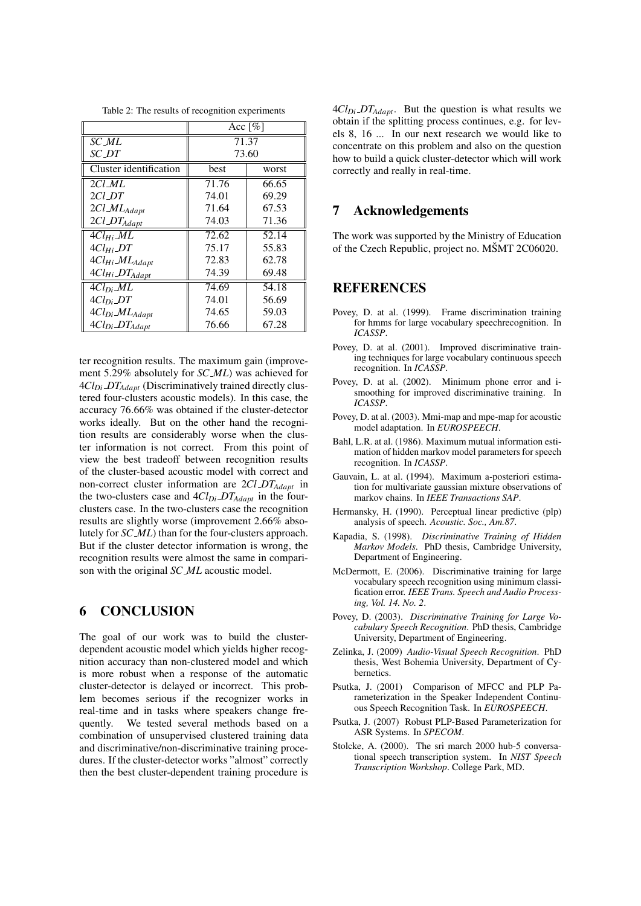Table 2: The results of recognition experiments

| | Acc [%] | |
|---|---|---|
| *SC_ML* | 71.37 | |
| *SC_DT* | 73.60 | |
| Cluster identification | best | worst |
| $2Cl\_ML$ | 71.76 | 66.65 |
| $2Cl\_DT$ | 74.01 | 69.29 |
| $2Cl\_ML_{Adapt}$ | 71.64 | 67.53 |
| $2Cl\_DT_{Adapt}$ | 74.03 | 71.36 |
| $4Cl_{Hi}\_ML$ | 72.62 | 52.14 |
| $4Cl_{Hi}\_DT$ | 75.17 | 55.83 |
| $4Cl_{Hi}\_ML_{Adapt}$ | 72.83 | 62.78 |
| $4Cl_{Hi}\_DT_{Adapt}$ | 74.39 | 69.48 |
| $4Cl_{Di}\_ML$ | 74.69 | 54.18 |
| $4Cl_{Di}\_DT$ | 74.01 | 56.69 |
| $4Cl_{Di}\_ML_{Adapt}$ | 74.65 | 59.03 |
| $4Cl_{Di}\_DT_{Adapt}$ | 76.66 | 67.28 |

ter recognition results. The maximum gain (improvement 5.29% absolutely for *SC_ML*) was achieved for $4Cl_{Di}\_DT_{Adapt}$ (Discriminatively trained directly clustered four-clusters acoustic models). In this case, the accuracy 76.66% was obtained if the cluster-detector works ideally. But on the other hand the recognition results are considerably worse when the cluster information is not correct. From this point of view the best tradeoff between recognition results of the cluster-based acoustic model with correct and non-correct cluster information are $2Cl\_DT_{Adapt}$ in the two-clusters case and $4Cl_{Di}\_DT_{Adapt}$ in the four-clusters case. In the two-clusters case the recognition results are slightly worse (improvement 2.66% absolutely for *SC_ML*) than for the four-clusters approach. But if the cluster detector information is wrong, the recognition results were almost the same in comparison with the original *SC_ML* acoustic model.

## 6 CONCLUSION

The goal of our work was to build the cluster-dependent acoustic model which yields higher recognition accuracy than non-clustered model and which is more robust when a response of the automatic cluster-detector is delayed or incorrect. This problem becomes serious if the recognizer works in real-time and in tasks where speakers change frequently. We tested several methods based on a combination of unsupervised clustered training data and discriminative/non-discriminative training procedures. If the cluster-detector works "almost" correctly then the best cluster-dependent training procedure is $4Cl_{Di}\_DT_{Adapt}$. But the question is what results we obtain if the splitting process continues, e.g. for levels 8, 16 ... In our next research we would like to concentrate on this problem and also on the question how to build a quick cluster-detector which will work correctly and really in real-time.

## 7 Acknowledgements

The work was supported by the Ministry of Education of the Czech Republic, project no. MŠMT 2C06020.

## REFERENCES

Povey, D. at al. (1999). Frame discrimination training for hmms for large vocabulary speechrecognition. In *ICASSP*.

Povey, D. at al. (2001). Improved discriminative training techniques for large vocabulary continuous speech recognition. In *ICASSP*.

Povey, D. at al. (2002). Minimum phone error and i-smoothing for improved discriminative training. In *ICASSP*.

Povey, D. at al. (2003). Mmi-map and mpe-map for acoustic model adaptation. In *EUROSPEECH*.

Bahl, L.R. at al. (1986). Maximum mutual information estimation of hidden markov model parameters for speech recognition. In *ICASSP*.

Gauvain, L. at al. (1994). Maximum a-posteriori estimation for multivariate gaussian mixture observations of markov chains. In *IEEE Transactions SAP*.

Hermansky, H. (1990). Perceptual linear predictive (plp) analysis of speech. *Acoustic. Soc., Am.87*.

Kapadia, S. (1998). *Discriminative Training of Hidden Markov Models*. PhD thesis, Cambridge University, Department of Engineering.

McDermott, E. (2006). Discriminative training for large vocabulary speech recognition using minimum classification error. *IEEE Trans. Speech and Audio Processing, Vol. 14. No. 2*.

Povey, D. (2003). *Discriminative Training for Large Vocabulary Speech Recognition*. PhD thesis, Cambridge University, Department of Engineering.

Zelinka, J. (2009) *Audio-Visual Speech Recognition*. PhD thesis, West Bohemia University, Department of Cybernetics.

Psutka, J. (2001) Comparison of MFCC and PLP Parameterization in the Speaker Independent Continuous Speech Recognition Task. In *EUROSPEECH*.

Psutka, J. (2007) Robust PLP-Based Parameterization for ASR Systems. In *SPECOM*.

Stolcke, A. (2000). The sri march 2000 hub-5 conversational speech transcription system. In *NIST Speech Transcription Workshop*. College Park, MD.